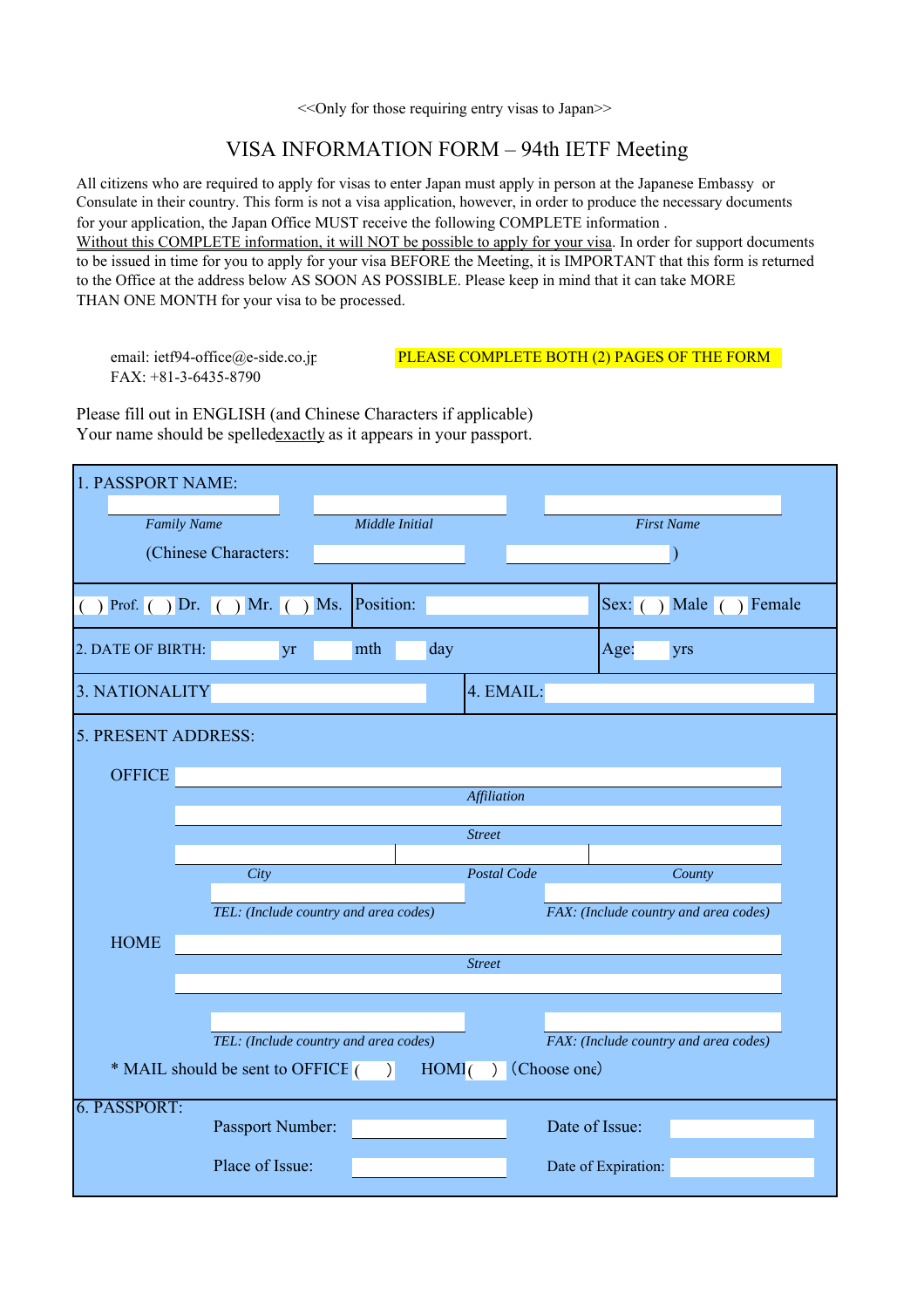<<Only for those requiring entry visas to Japan>>

# VISA INFORMATION FORM – 94th IETF Meeting

All citizens who are required to apply for visas to enter Japan must apply in person at the Japanese Embassy or Consulate in their country. This form is not a visa application, however, in order to produce the necessary documents for your application, the Japan Office MUST receive the following COMPLETE information . Without this COMPLETE information, it will NOT be possible to apply for your visa. In order for support documents to be issued in time for you to apply for your visa BEFORE the Meeting, it is IMPORTANT that this form is returned to the Office at the address below AS SOON AS POSSIBLE. Please keep in mind that it can take MORE THAN ONE MONTH for your visa to be processed.

email: ietf94-office@e-side.co.jp
FAX: +81-3-6435-8790

**PLEASE COMPLETE BOTH (2) PAGES OF THE FORM**

Please fill out in ENGLISH (and Chinese Characters if applicable)
Your name should be spelled exactly as it appears in your passport.

1. PASSPORT NAME:

| *Family Name* | *Middle Initial* | *First Name* |
|---|---|---|
| | | |

(Chinese Characters: ______ ______ )

( ) Prof. ( ) Dr. ( ) Mr. ( ) Ms. | Position: ______ | Sex: ( ) Male ( ) Female

2. DATE OF BIRTH: ____ yr ____ mth ____ day | Age: ____ yrs

3. NATIONALITY ______ | 4. EMAIL: ______

5. PRESENT ADDRESS:

OFFICE

*Affiliation*

*Street*

*City* | *Postal Code* | *County*

*TEL: (Include country and area codes)* | *FAX: (Include country and area codes)*

HOME

*Street*

*TEL: (Include country and area codes)* | *FAX: (Include country and area codes)*

* MAIL should be sent to OFFICE ( ) HOME ( ) (Choose one)

6. PASSPORT:

Passport Number: ______ Date of Issue: ______

Place of Issue: ______ Date of Expiration: ______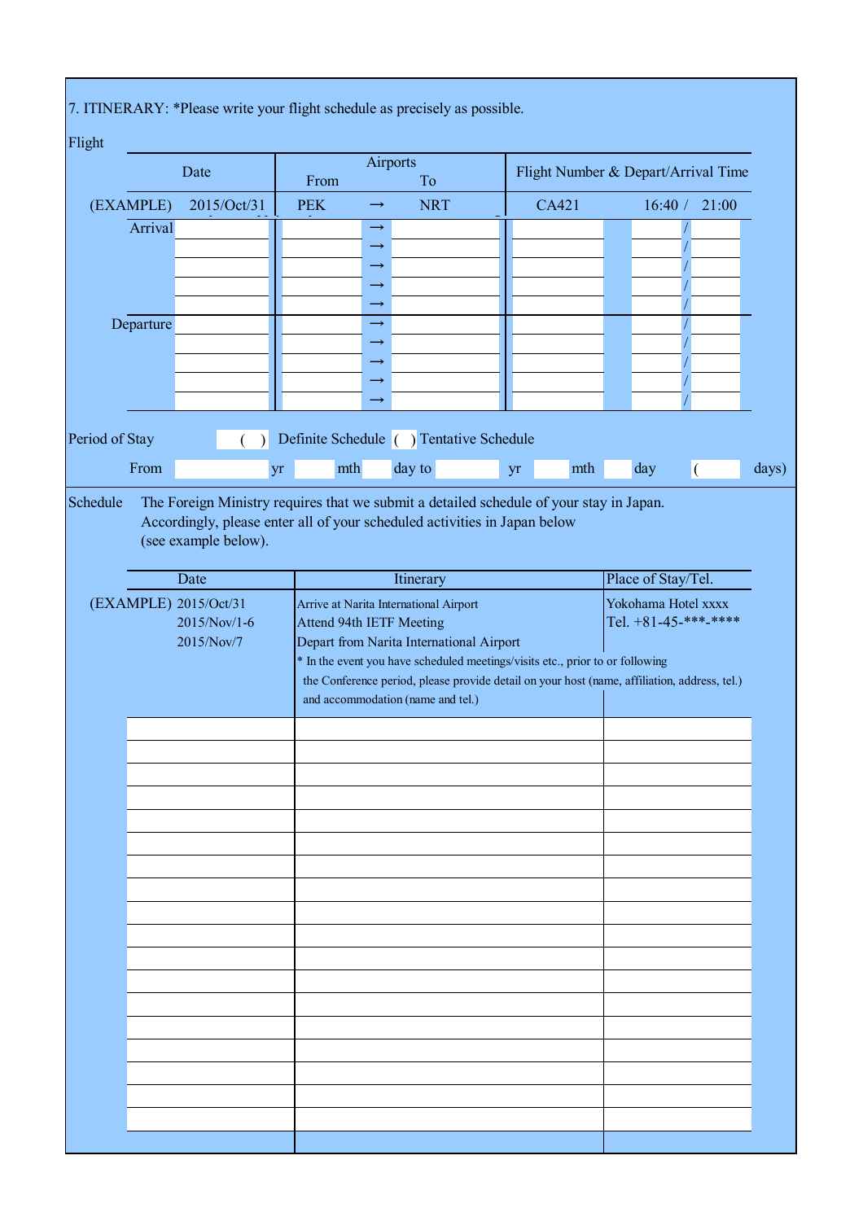7. ITINERARY: *Please write your flight schedule as precisely as possible.

Flight

| | Date | Airports From | | Airports To | Flight Number & Depart/Arrival Time | |
|---|---|---|---|---|---|---|
| (EXAMPLE) | 2015/Oct/31 | PEK | → | NRT | CA421 | 16:40 / 21:00 |
| Arrival | | | → | | | / |
| | | | → | | | / |
| | | | → | | | / |
| | | | → | | | / |
| | | | → | | | / |
| Departure | | | → | | | / |
| | | | → | | | / |
| | | | → | | | / |
| | | | → | | | / |
| | | | → | | | / |

Period of Stay ( ) Definite Schedule ( ) Tentative Schedule

From yr mth day to yr mth day ( days)

Schedule The Foreign Ministry requires that we submit a detailed schedule of your stay in Japan. Accordingly, please enter all of your scheduled activities in Japan below (see example below).

| Date | Itinerary | Place of Stay/Tel. |
|---|---|---|
| (EXAMPLE) 2015/Oct/31 | Arrive at Narita International Airport | Yokohama Hotel xxxx |
| 2015/Nov/1-6 | Attend 94th IETF Meeting | Tel. +81-45-***-**** |
| 2015/Nov/7 | Depart from Narita International Airport | |
| | * In the event you have scheduled meetings/visits etc., prior to or following the Conference period, please provide detail on your host (name, affiliation, address, tel.) and accommodation (name and tel.) | |
| | | |
| | | |
| | | |
| | | |
| | | |
| | | |
| | | |
| | | |
| | | |
| | | |
| | | |
| | | |
| | | |
| | | |
| | | |
| | | |
| | | |
| | | |